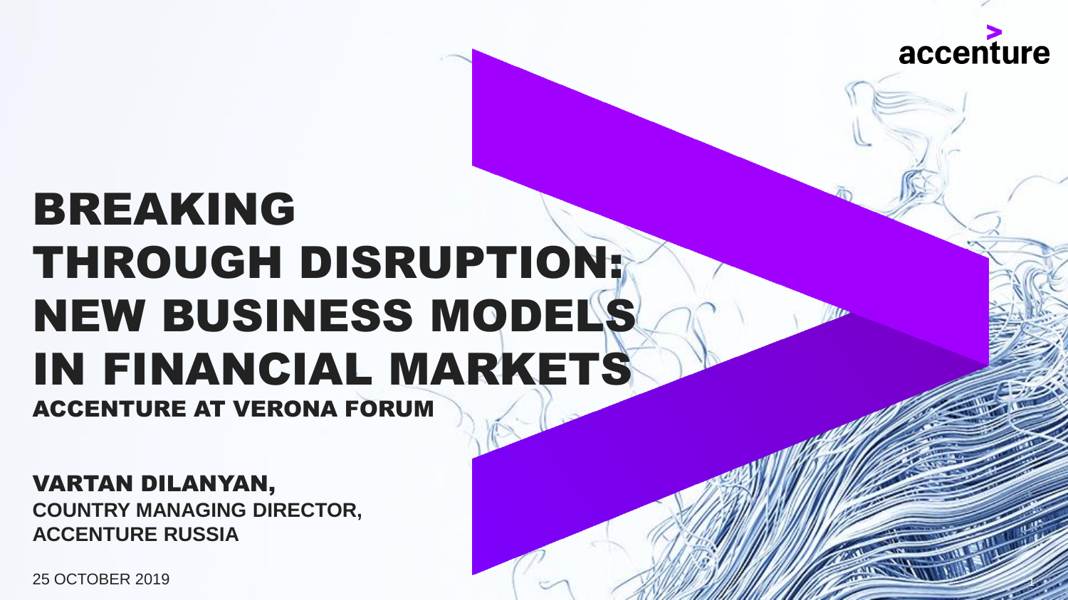accenture

# BREAKING THROUGH DISRUPTION: NEW BUSINESS MODELS IN FINANCIAL MARKETS

## ACCENTURE AT VERONA FORUM

**VARTAN DILANYAN,**

**COUNTRY MANAGING DIRECTOR,**
**ACCENTURE RUSSIA**

25 OCTOBER 2019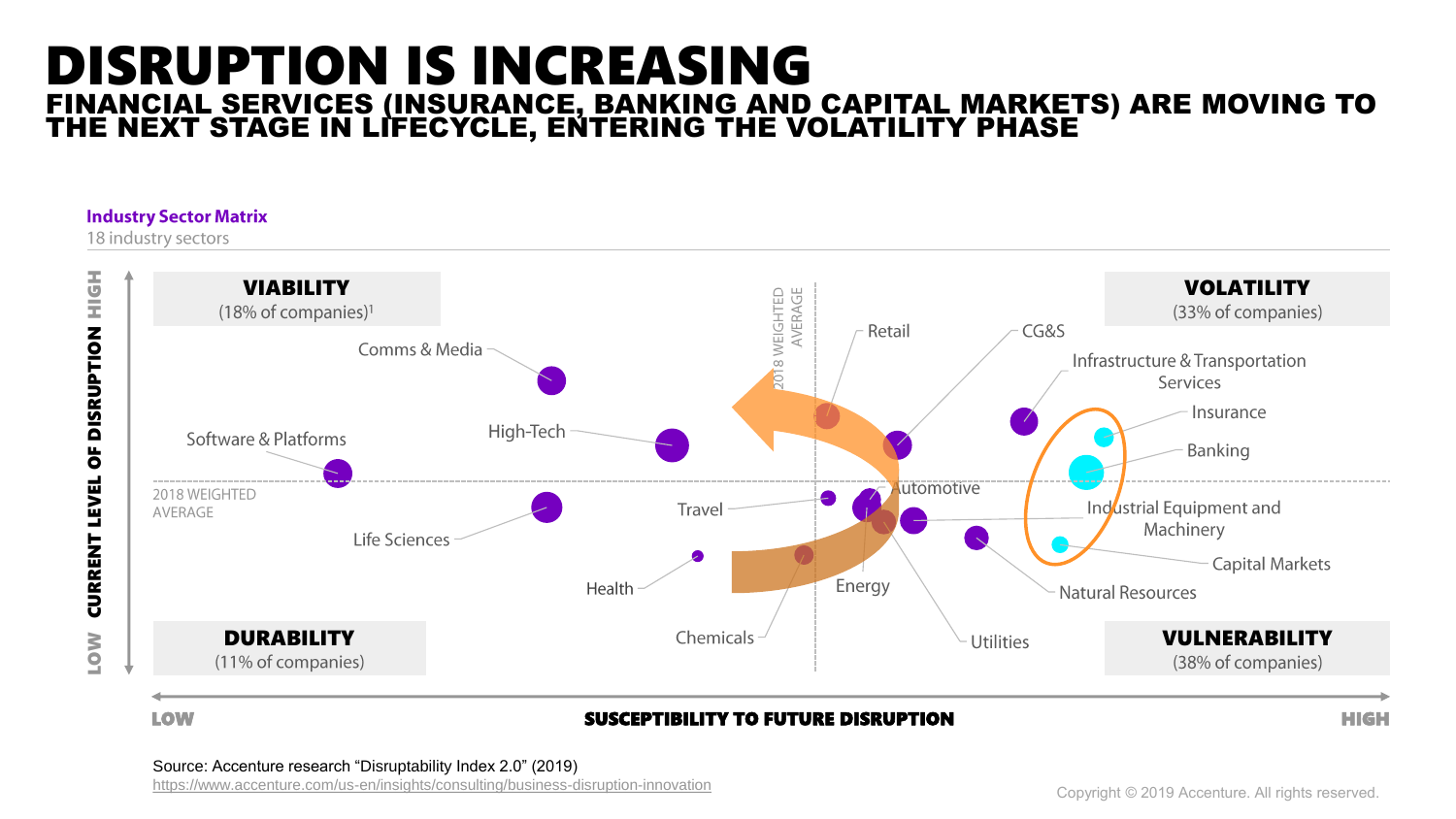# DISRUPTION IS INCREASING

## FINANCIAL SERVICES (INSURANCE, BANKING AND CAPITAL MARKETS) ARE MOVING TO THE NEXT STAGE IN LIFECYCLE, ENTERING THE VOLATILITY PHASE

**Industry Sector Matrix**

18 industry sectors

**VIABILITY** (18% of companies)[1]

**VOLATILITY** (33% of companies)

**DURABILITY** (11% of companies)

**VULNERABILITY** (38% of companies)

CURRENT LEVEL OF DISRUPTION (LOW – HIGH)

SUSCEPTIBILITY TO FUTURE DISRUPTION (LOW – HIGH)

2018 WEIGHTED AVERAGE

Comms & Media, Software & Platforms, High-Tech, Life Sciences, Health, Travel, Retail, CG&S, Automotive, Energy, Chemicals, Utilities, Infrastructure & Transportation Services, Insurance, Banking, Industrial Equipment and Machinery, Capital Markets, Natural Resources

Source: Accenture research "Disruptability Index 2.0" (2019)
https://www.accenture.com/us-en/insights/consulting/business-disruption-innovation

Copyright © 2019 Accenture. All rights reserved.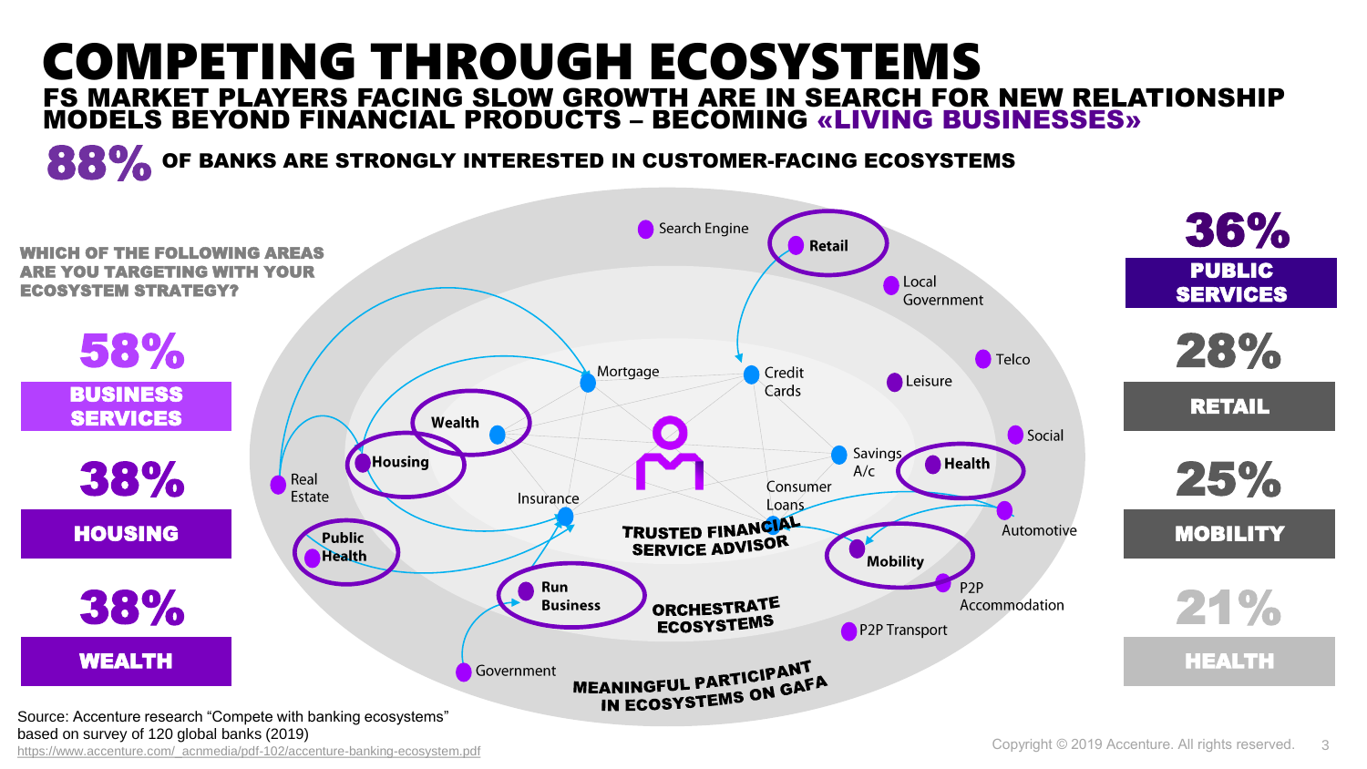# COMPETING THROUGH ECOSYSTEMS

## FS MARKET PLAYERS FACING SLOW GROWTH ARE IN SEARCH FOR NEW RELATIONSHIP MODELS BEYOND FINANCIAL PRODUCTS – BECOMING «LIVING BUSINESSES»

**88%** OF BANKS ARE STRONGLY INTERESTED IN CUSTOMER-FACING ECOSYSTEMS

**WHICH OF THE FOLLOWING AREAS ARE YOU TARGETING WITH YOUR ECOSYSTEM STRATEGY?**

| Area | % |
|---|---|
| BUSINESS SERVICES | 58% |
| HOUSING | 38% |
| WEALTH | 38% |
| PUBLIC SERVICES | 36% |
| RETAIL | 28% |
| MOBILITY | 25% |
| HEALTH | 21% |

TRUSTED FINANCIAL SERVICE ADVISOR

ORCHESTRATE ECOSYSTEMS

MEANINGFUL PARTICIPANT IN ECOSYSTEMS ON GAFA

Search Engine, Retail, Local Government, Telco, Social, Leisure, Mortgage, Credit Cards, Wealth, Housing, Real Estate, Savings A/c, Health, Insurance, Consumer Loans, Automotive, Public Health, Mobility, Run Business, P2P Accommodation, P2P Transport, Government

Source: Accenture research "Compete with banking ecosystems" based on survey of 120 global banks (2019)
https://www.accenture.com/_acnmedia/pdf-102/accenture-banking-ecosystem.pdf

Copyright © 2019 Accenture. All rights reserved.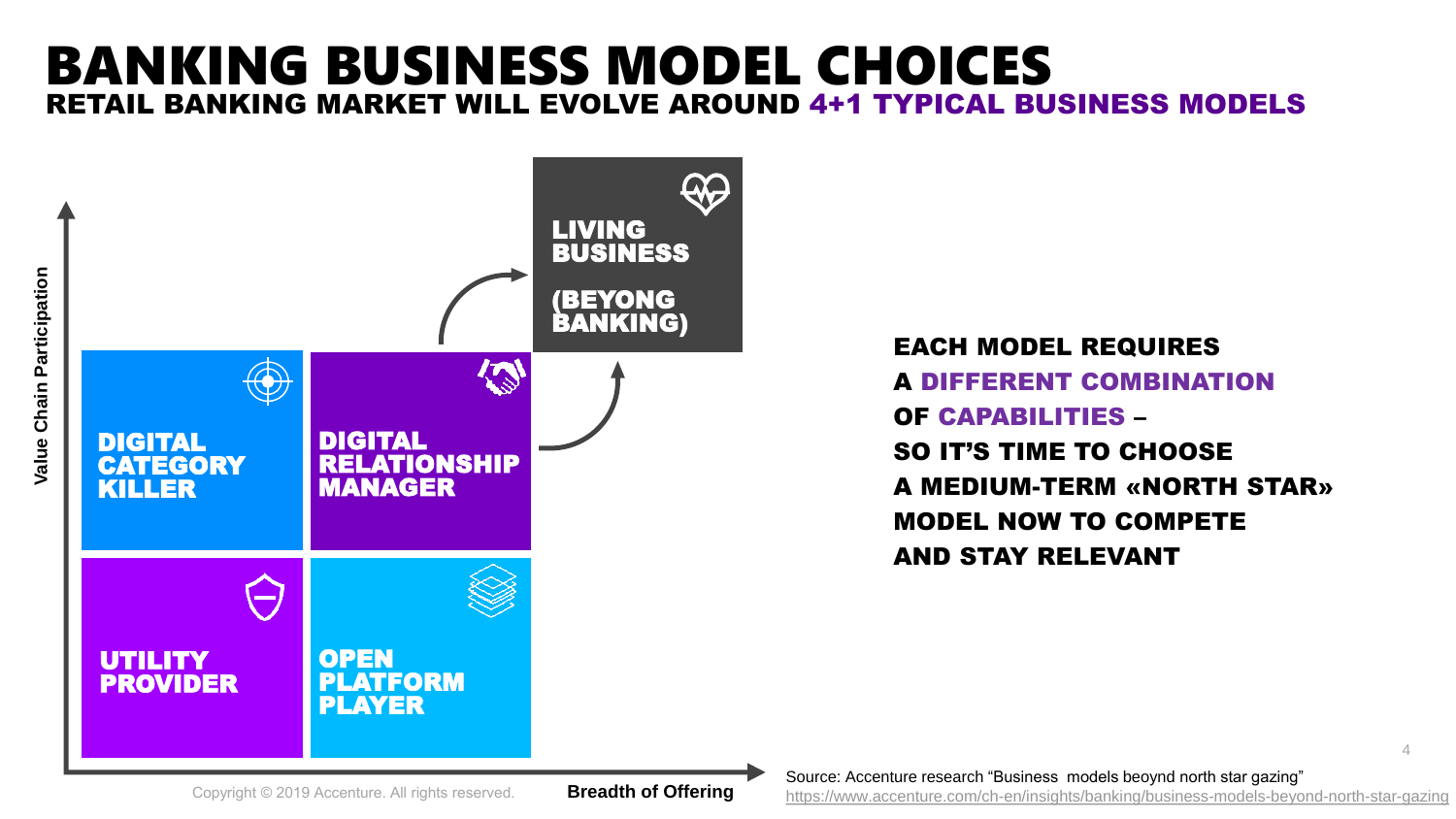# BANKING BUSINESS MODEL CHOICES

## RETAIL BANKING MARKET WILL EVOLVE AROUND 4+1 TYPICAL BUSINESS MODELS

Value Chain Participation

- DIGITAL CATEGORY KILLER
- DIGITAL RELATIONSHIP MANAGER
- UTILITY PROVIDER
- OPEN PLATFORM PLAYER
- LIVING BUSINESS (BEYONG BANKING)

Breadth of Offering

**EACH MODEL REQUIRES A DIFFERENT COMBINATION OF CAPABILITIES – SO IT'S TIME TO CHOOSE A MEDIUM-TERM «NORTH STAR» MODEL NOW TO COMPETE AND STAY RELEVANT**

Copyright © 2019 Accenture. All rights reserved.

Source: Accenture research "Business models beoynd north star gazing"
https://www.accenture.com/ch-en/insights/banking/business-models-beyond-north-star-gazing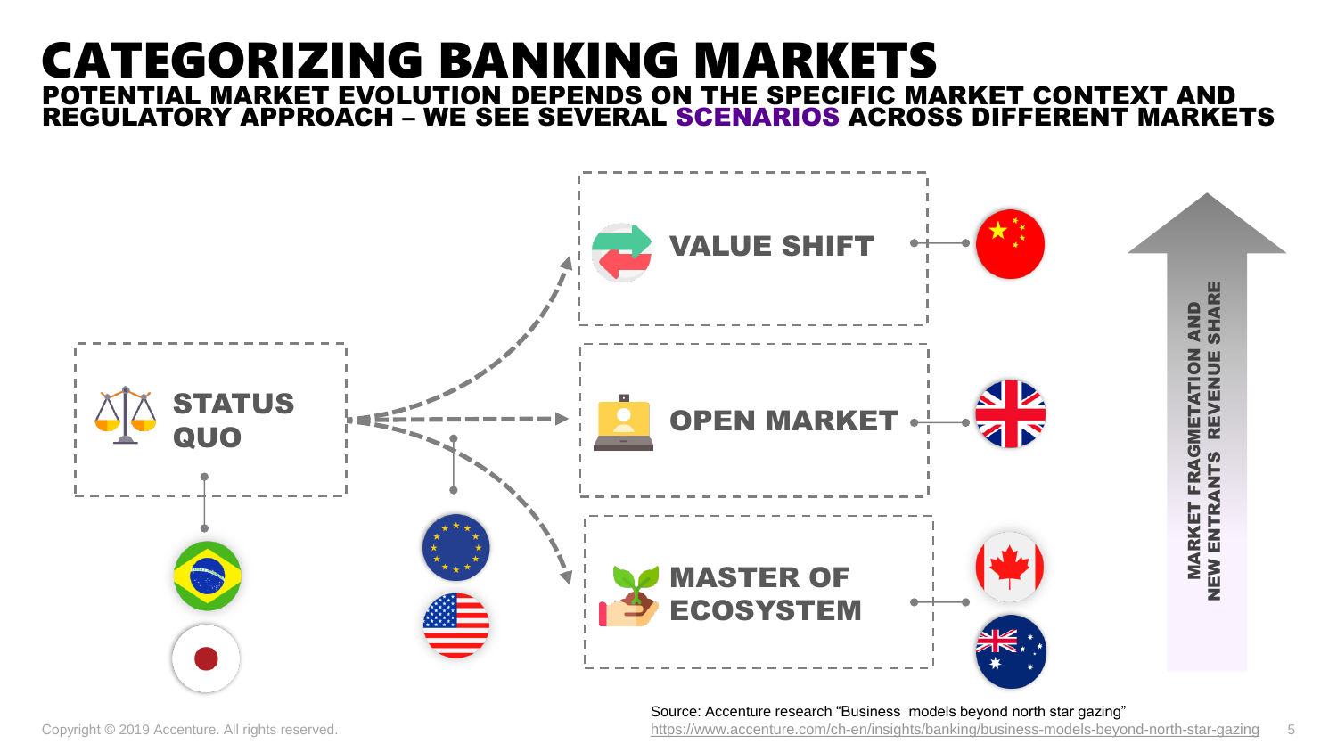# CATEGORIZING BANKING MARKETS

## POTENTIAL MARKET EVOLUTION DEPENDS ON THE SPECIFIC MARKET CONTEXT AND REGULATORY APPROACH – WE SEE SEVERAL SCENARIOS ACROSS DIFFERENT MARKETS

**STATUS QUO**

**VALUE SHIFT**

**OPEN MARKET**

**MASTER OF ECOSYSTEM**

MARKET FRAGMETATION AND NEW ENTRANTS REVENUE SHARE

Source: Accenture research "Business models beyond north star gazing"
https://www.accenture.com/ch-en/insights/banking/business-models-beyond-north-star-gazing

Copyright © 2019 Accenture. All rights reserved.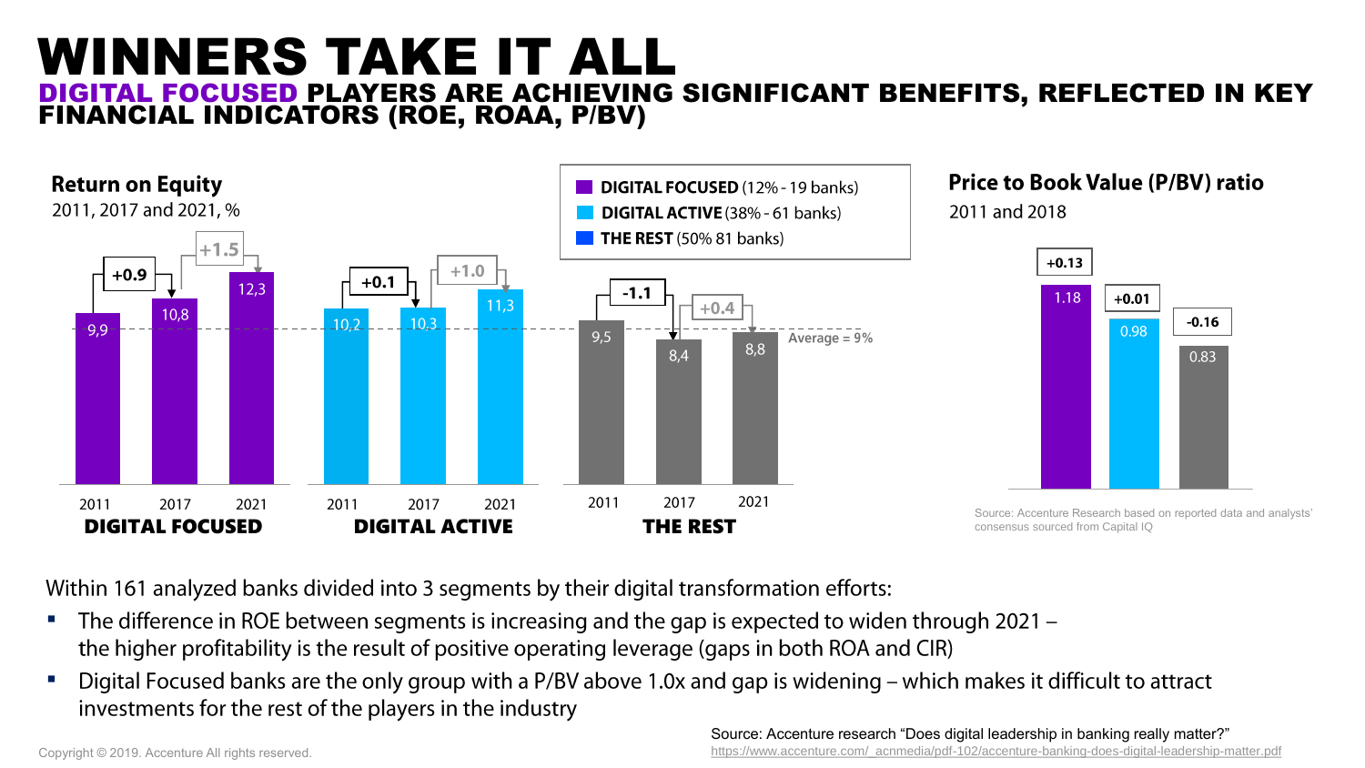# WINNERS TAKE IT ALL

## DIGITAL FOCUSED PLAYERS ARE ACHIEVING SIGNIFICANT BENEFITS, REFLECTED IN KEY FINANCIAL INDICATORS (ROE, ROAA, P/BV)

### Return on Equity

2011, 2017 and 2021, %

**DIGITAL FOCUSED** (12% - 19 banks)
**DIGITAL ACTIVE** (38% - 61 banks)
**THE REST** (50% 81 banks)

DIGITAL FOCUSED: 2011: 9,9; 2017: 10,8; 2021: 12,3; +0.9; +1.5

DIGITAL ACTIVE: 2011: 10,2; 2017: 10,3; 2021: 11,3; +0.1; +1.0

THE REST: 2011: 9,5; 2017: 8,4; 2021: 8,8; -1.1; +0.4

Average = 9%

### Price to Book Value (P/BV) ratio

2011 and 2018

1.18 (+0.13)
0.98 (+0.01)
0.83 (-0.16)

Source: Accenture Research based on reported data and analysts' consensus sourced from Capital IQ

Within 161 analyzed banks divided into 3 segments by their digital transformation efforts:

- The difference in ROE between segments is increasing and the gap is expected to widen through 2021 – the higher profitability is the result of positive operating leverage (gaps in both ROA and CIR)
- Digital Focused banks are the only group with a P/BV above 1.0x and gap is widening – which makes it difficult to attract investments for the rest of the players in the industry

Source: Accenture research "Does digital leadership in banking really matter?" https://www.accenture.com/_acnmedia/pdf-102/accenture-banking-does-digital-leadership-matter.pdf

Copyright © 2019. Accenture All rights reserved.